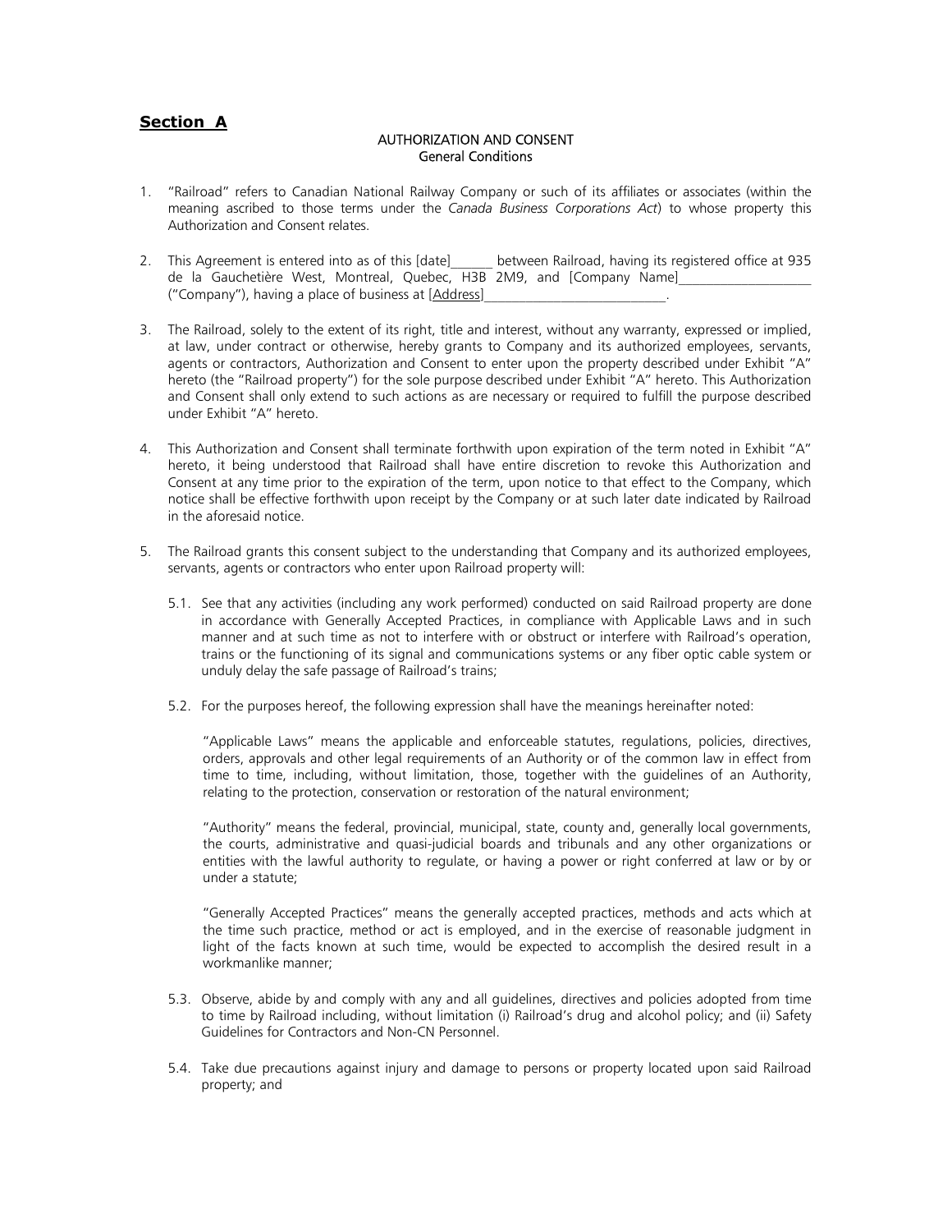## **Section A**

AUTHORIZATION AND CONSENT
General Conditions

1. "Railroad" refers to Canadian National Railway Company or such of its affiliates or associates (within the meaning ascribed to those terms under the *Canada Business Corporations Act*) to whose property this Authorization and Consent relates.

2. This Agreement is entered into as of this [date]______ between Railroad, having its registered office at 935 de la Gauchetière West, Montreal, Quebec, H3B 2M9, and [Company Name]___________________ ("Company"), having a place of business at [Address]__________________________.

3. The Railroad, solely to the extent of its right, title and interest, without any warranty, expressed or implied, at law, under contract or otherwise, hereby grants to Company and its authorized employees, servants, agents or contractors, Authorization and Consent to enter upon the property described under Exhibit "A" hereto (the "Railroad property") for the sole purpose described under Exhibit "A" hereto. This Authorization and Consent shall only extend to such actions as are necessary or required to fulfill the purpose described under Exhibit "A" hereto.

4. This Authorization and Consent shall terminate forthwith upon expiration of the term noted in Exhibit "A" hereto, it being understood that Railroad shall have entire discretion to revoke this Authorization and Consent at any time prior to the expiration of the term, upon notice to that effect to the Company, which notice shall be effective forthwith upon receipt by the Company or at such later date indicated by Railroad in the aforesaid notice.

5. The Railroad grants this consent subject to the understanding that Company and its authorized employees, servants, agents or contractors who enter upon Railroad property will:

   5.1. See that any activities (including any work performed) conducted on said Railroad property are done in accordance with Generally Accepted Practices, in compliance with Applicable Laws and in such manner and at such time as not to interfere with or obstruct or interfere with Railroad's operation, trains or the functioning of its signal and communications systems or any fiber optic cable system or unduly delay the safe passage of Railroad's trains;

   5.2. For the purposes hereof, the following expression shall have the meanings hereinafter noted:

   "Applicable Laws" means the applicable and enforceable statutes, regulations, policies, directives, orders, approvals and other legal requirements of an Authority or of the common law in effect from time to time, including, without limitation, those, together with the guidelines of an Authority, relating to the protection, conservation or restoration of the natural environment;

   "Authority" means the federal, provincial, municipal, state, county and, generally local governments, the courts, administrative and quasi-judicial boards and tribunals and any other organizations or entities with the lawful authority to regulate, or having a power or right conferred at law or by or under a statute;

   "Generally Accepted Practices" means the generally accepted practices, methods and acts which at the time such practice, method or act is employed, and in the exercise of reasonable judgment in light of the facts known at such time, would be expected to accomplish the desired result in a workmanlike manner;

   5.3. Observe, abide by and comply with any and all guidelines, directives and policies adopted from time to time by Railroad including, without limitation (i) Railroad's drug and alcohol policy; and (ii) Safety Guidelines for Contractors and Non-CN Personnel.

   5.4. Take due precautions against injury and damage to persons or property located upon said Railroad property; and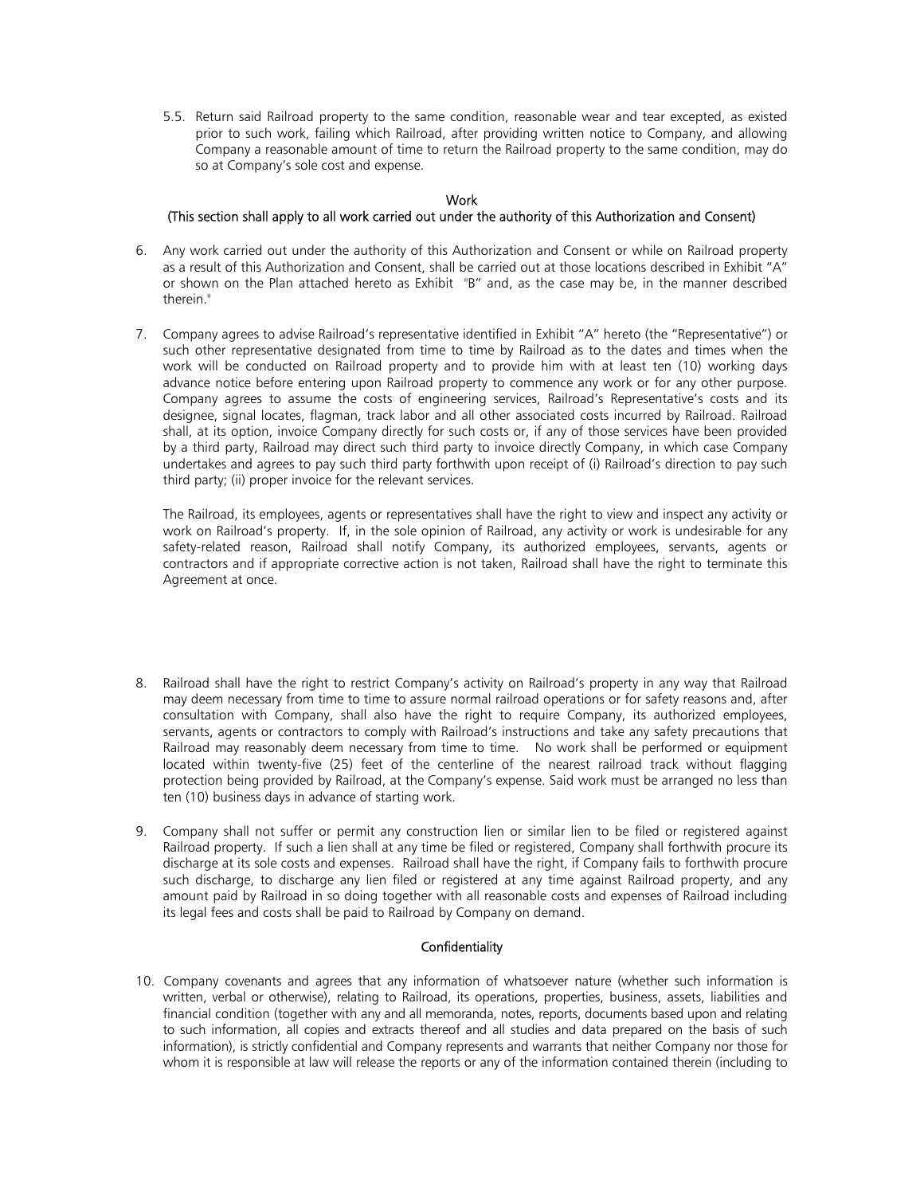5.5. Return said Railroad property to the same condition, reasonable wear and tear excepted, as existed prior to such work, failing which Railroad, after providing written notice to Company, and allowing Company a reasonable amount of time to return the Railroad property to the same condition, may do so at Company's sole cost and expense.

### Work

**(This section shall apply to all work carried out under the authority of this Authorization and Consent)**

6. Any work carried out under the authority of this Authorization and Consent or while on Railroad property as a result of this Authorization and Consent, shall be carried out at those locations described in Exhibit "A" or shown on the Plan attached hereto as Exhibit "B" and, as the case may be, in the manner described therein."

7. Company agrees to advise Railroad's representative identified in Exhibit "A" hereto (the "Representative") or such other representative designated from time to time by Railroad as to the dates and times when the work will be conducted on Railroad property and to provide him with at least ten (10) working days advance notice before entering upon Railroad property to commence any work or for any other purpose. Company agrees to assume the costs of engineering services, Railroad's Representative's costs and its designee, signal locates, flagman, track labor and all other associated costs incurred by Railroad. Railroad shall, at its option, invoice Company directly for such costs or, if any of those services have been provided by a third party, Railroad may direct such third party to invoice directly Company, in which case Company undertakes and agrees to pay such third party forthwith upon receipt of (i) Railroad's direction to pay such third party; (ii) proper invoice for the relevant services.

   The Railroad, its employees, agents or representatives shall have the right to view and inspect any activity or work on Railroad's property. If, in the sole opinion of Railroad, any activity or work is undesirable for any safety-related reason, Railroad shall notify Company, its authorized employees, servants, agents or contractors and if appropriate corrective action is not taken, Railroad shall have the right to terminate this Agreement at once.

8. Railroad shall have the right to restrict Company's activity on Railroad's property in any way that Railroad may deem necessary from time to time to assure normal railroad operations or for safety reasons and, after consultation with Company, shall also have the right to require Company, its authorized employees, servants, agents or contractors to comply with Railroad's instructions and take any safety precautions that Railroad may reasonably deem necessary from time to time. No work shall be performed or equipment located within twenty-five (25) feet of the centerline of the nearest railroad track without flagging protection being provided by Railroad, at the Company's expense. Said work must be arranged no less than ten (10) business days in advance of starting work.

9. Company shall not suffer or permit any construction lien or similar lien to be filed or registered against Railroad property. If such a lien shall at any time be filed or registered, Company shall forthwith procure its discharge at its sole costs and expenses. Railroad shall have the right, if Company fails to forthwith procure such discharge, to discharge any lien filed or registered at any time against Railroad property, and any amount paid by Railroad in so doing together with all reasonable costs and expenses of Railroad including its legal fees and costs shall be paid to Railroad by Company on demand.

### Confidentiality

10. Company covenants and agrees that any information of whatsoever nature (whether such information is written, verbal or otherwise), relating to Railroad, its operations, properties, business, assets, liabilities and financial condition (together with any and all memoranda, notes, reports, documents based upon and relating to such information, all copies and extracts thereof and all studies and data prepared on the basis of such information), is strictly confidential and Company represents and warrants that neither Company nor those for whom it is responsible at law will release the reports or any of the information contained therein (including to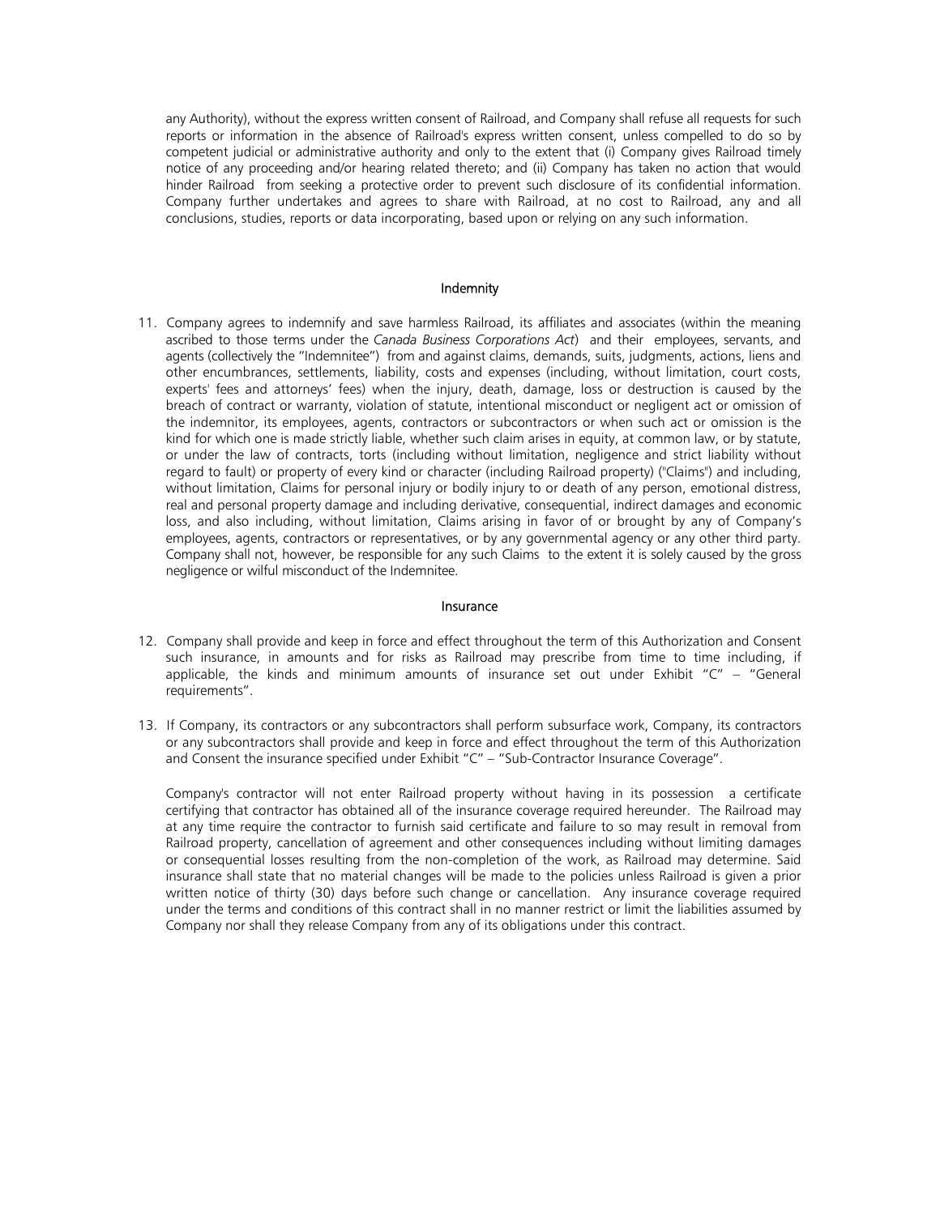any Authority), without the express written consent of Railroad, and Company shall refuse all requests for such reports or information in the absence of Railroad's express written consent, unless compelled to do so by competent judicial or administrative authority and only to the extent that (i) Company gives Railroad timely notice of any proceeding and/or hearing related thereto; and (ii) Company has taken no action that would hinder Railroad from seeking a protective order to prevent such disclosure of its confidential information. Company further undertakes and agrees to share with Railroad, at no cost to Railroad, any and all conclusions, studies, reports or data incorporating, based upon or relying on any such information.

## Indemnity

11. Company agrees to indemnify and save harmless Railroad, its affiliates and associates (within the meaning ascribed to those terms under the *Canada Business Corporations Act*) and their employees, servants, and agents (collectively the "Indemnitee") from and against claims, demands, suits, judgments, actions, liens and other encumbrances, settlements, liability, costs and expenses (including, without limitation, court costs, experts' fees and attorneys' fees) when the injury, death, damage, loss or destruction is caused by the breach of contract or warranty, violation of statute, intentional misconduct or negligent act or omission of the indemnitor, its employees, agents, contractors or subcontractors or when such act or omission is the kind for which one is made strictly liable, whether such claim arises in equity, at common law, or by statute, or under the law of contracts, torts (including without limitation, negligence and strict liability without regard to fault) or property of every kind or character (including Railroad property) ("Claims") and including, without limitation, Claims for personal injury or bodily injury to or death of any person, emotional distress, real and personal property damage and including derivative, consequential, indirect damages and economic loss, and also including, without limitation, Claims arising in favor of or brought by any of Company's employees, agents, contractors or representatives, or by any governmental agency or any other third party. Company shall not, however, be responsible for any such Claims to the extent it is solely caused by the gross negligence or wilful misconduct of the Indemnitee.

## Insurance

12. Company shall provide and keep in force and effect throughout the term of this Authorization and Consent such insurance, in amounts and for risks as Railroad may prescribe from time to time including, if applicable, the kinds and minimum amounts of insurance set out under Exhibit "C" – "General requirements".

13. If Company, its contractors or any subcontractors shall perform subsurface work, Company, its contractors or any subcontractors shall provide and keep in force and effect throughout the term of this Authorization and Consent the insurance specified under Exhibit "C" – "Sub-Contractor Insurance Coverage".

    Company's contractor will not enter Railroad property without having in its possession a certificate certifying that contractor has obtained all of the insurance coverage required hereunder. The Railroad may at any time require the contractor to furnish said certificate and failure to so may result in removal from Railroad property, cancellation of agreement and other consequences including without limiting damages or consequential losses resulting from the non-completion of the work, as Railroad may determine. Said insurance shall state that no material changes will be made to the policies unless Railroad is given a prior written notice of thirty (30) days before such change or cancellation. Any insurance coverage required under the terms and conditions of this contract shall in no manner restrict or limit the liabilities assumed by Company nor shall they release Company from any of its obligations under this contract.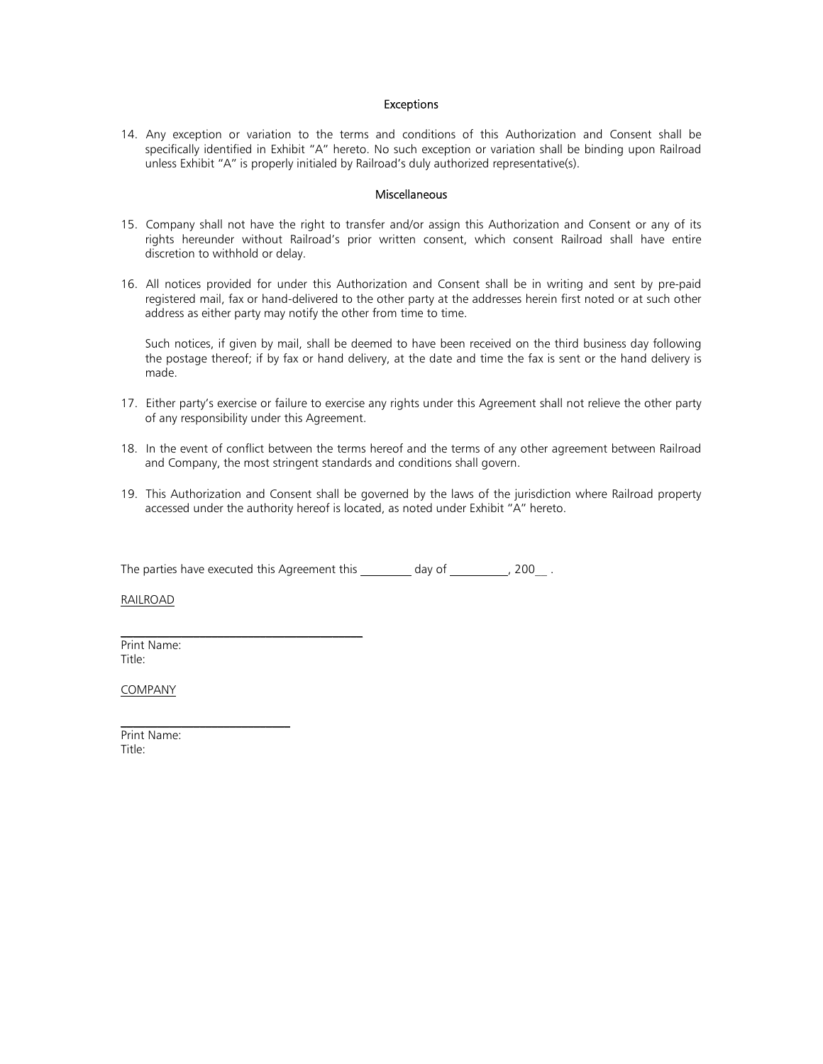## Exceptions

14. Any exception or variation to the terms and conditions of this Authorization and Consent shall be specifically identified in Exhibit "A" hereto. No such exception or variation shall be binding upon Railroad unless Exhibit "A" is properly initialed by Railroad's duly authorized representative(s).

## Miscellaneous

15. Company shall not have the right to transfer and/or assign this Authorization and Consent or any of its rights hereunder without Railroad's prior written consent, which consent Railroad shall have entire discretion to withhold or delay.

16. All notices provided for under this Authorization and Consent shall be in writing and sent by pre-paid registered mail, fax or hand-delivered to the other party at the addresses herein first noted or at such other address as either party may notify the other from time to time.

    Such notices, if given by mail, shall be deemed to have been received on the third business day following the postage thereof; if by fax or hand delivery, at the date and time the fax is sent or the hand delivery is made.

17. Either party's exercise or failure to exercise any rights under this Agreement shall not relieve the other party of any responsibility under this Agreement.

18. In the event of conflict between the terms hereof and the terms of any other agreement between Railroad and Company, the most stringent standards and conditions shall govern.

19. This Authorization and Consent shall be governed by the laws of the jurisdiction where Railroad property accessed under the authority hereof is located, as noted under Exhibit "A" hereto.

The parties have executed this Agreement this ________ day of __________, 200__ .

RAILROAD

________________________________________
Print Name:
Title:

COMPANY

____________________________
Print Name:
Title: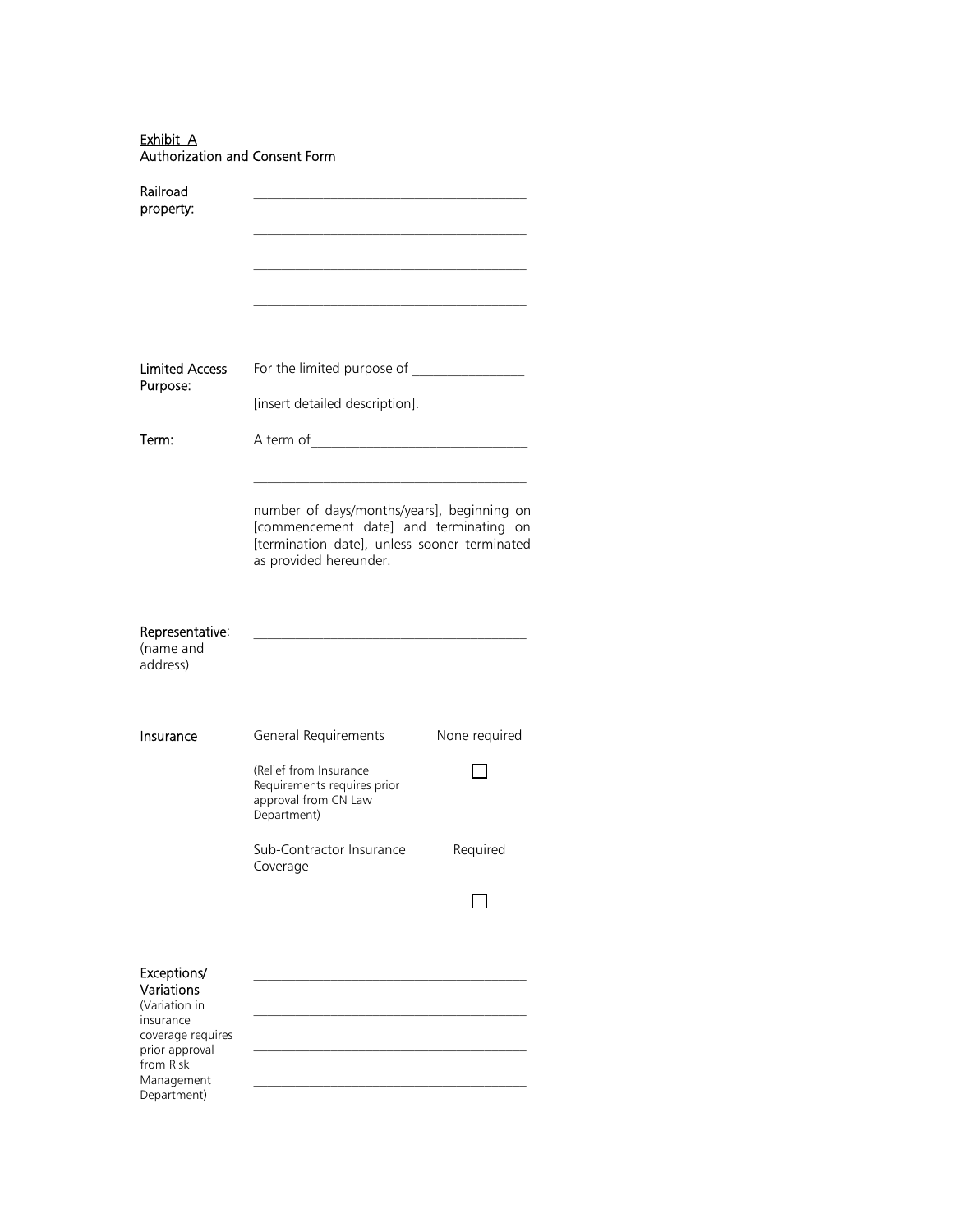Exhibit A
Authorization and Consent Form

| | | |
|---|---|---|
| Railroad property: | ______________________________________<br><br>______________________________________<br><br>______________________________________<br><br>______________________________________ | |
| Limited Access Purpose: | For the limited purpose of _______________<br><br>[insert detailed description]. | |
| Term: | A term of______________________________<br><br>______________________________________<br><br>number of days/months/years], beginning on [commencement date] and terminating on [termination date], unless sooner terminated as provided hereunder. | |
| Representative: (name and address) | ______________________________________ | |
| Insurance | General Requirements | None required |
| | (Relief from Insurance Requirements requires prior approval from CN Law Department) | ☐ |
| | Sub-Contractor Insurance Coverage | Required |
| | | ☐ |
| Exceptions/ Variations (Variation in insurance coverage requires prior approval from Risk Management Department) | ______________________________________<br><br>______________________________________<br><br>______________________________________<br><br>______________________________________ | |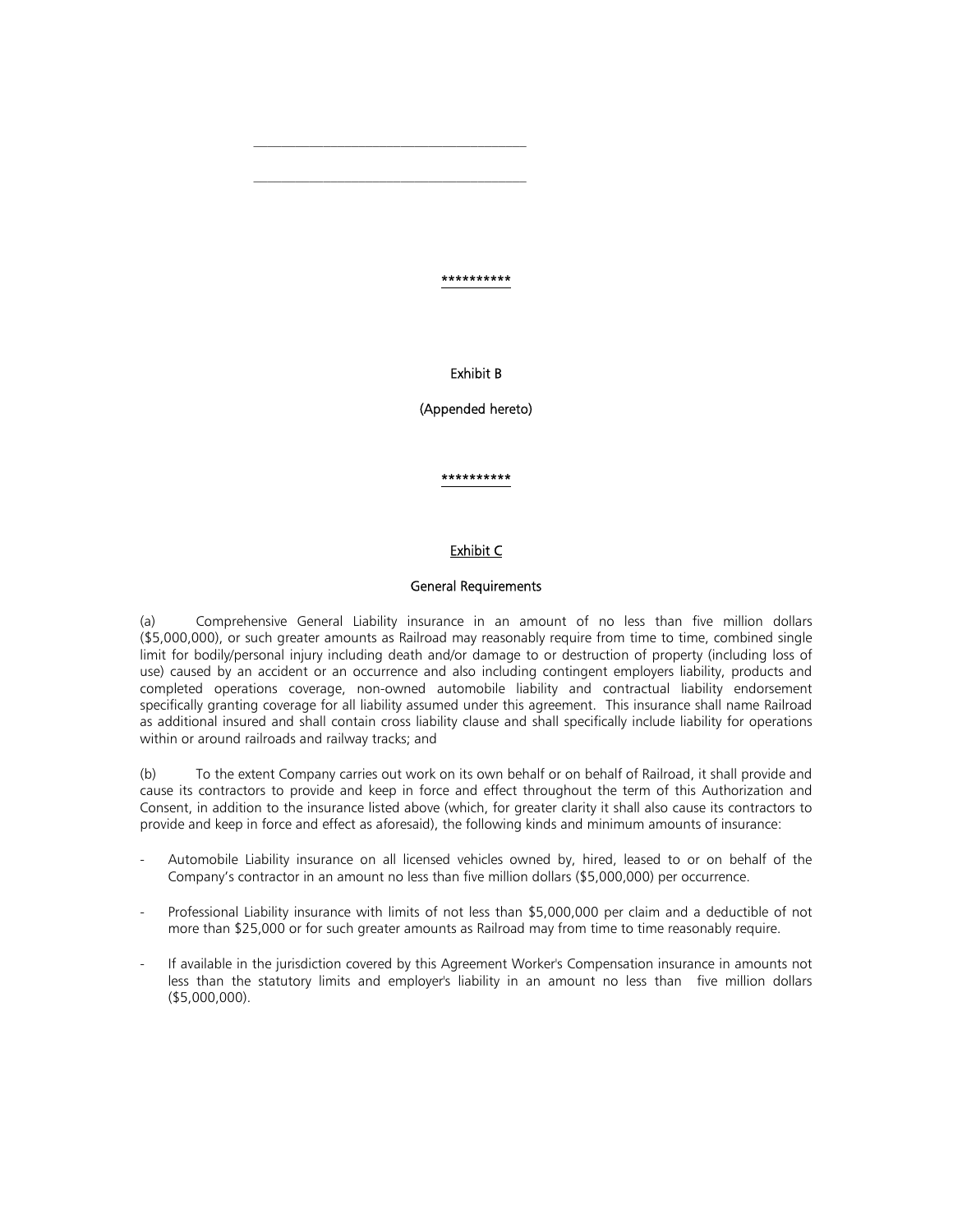\_\_\_\_\_\_\_\_\_\_\_\_\_\_\_\_\_\_\_\_\_\_\_\_\_\_\_\_\_\_\_\_\_\_\_\_\_\_

\_\_\_\_\_\_\_\_\_\_\_\_\_\_\_\_\_\_\_\_\_\_\_\_\_\_\_\_\_\_\_\_\_\_\_\_\_\_

**********

Exhibit B

(Appended hereto)

**********

<u>Exhibit C</u>

General Requirements

(a) Comprehensive General Liability insurance in an amount of no less than five million dollars ($5,000,000), or such greater amounts as Railroad may reasonably require from time to time, combined single limit for bodily/personal injury including death and/or damage to or destruction of property (including loss of use) caused by an accident or an occurrence and also including contingent employers liability, products and completed operations coverage, non-owned automobile liability and contractual liability endorsement specifically granting coverage for all liability assumed under this agreement. This insurance shall name Railroad as additional insured and shall contain cross liability clause and shall specifically include liability for operations within or around railroads and railway tracks; and

(b) To the extent Company carries out work on its own behalf or on behalf of Railroad, it shall provide and cause its contractors to provide and keep in force and effect throughout the term of this Authorization and Consent, in addition to the insurance listed above (which, for greater clarity it shall also cause its contractors to provide and keep in force and effect as aforesaid), the following kinds and minimum amounts of insurance:

- Automobile Liability insurance on all licensed vehicles owned by, hired, leased to or on behalf of the Company's contractor in an amount no less than five million dollars ($5,000,000) per occurrence.
- Professional Liability insurance with limits of not less than $5,000,000 per claim and a deductible of not more than $25,000 or for such greater amounts as Railroad may from time to time reasonably require.
- If available in the jurisdiction covered by this Agreement Worker's Compensation insurance in amounts not less than the statutory limits and employer's liability in an amount no less than five million dollars ($5,000,000).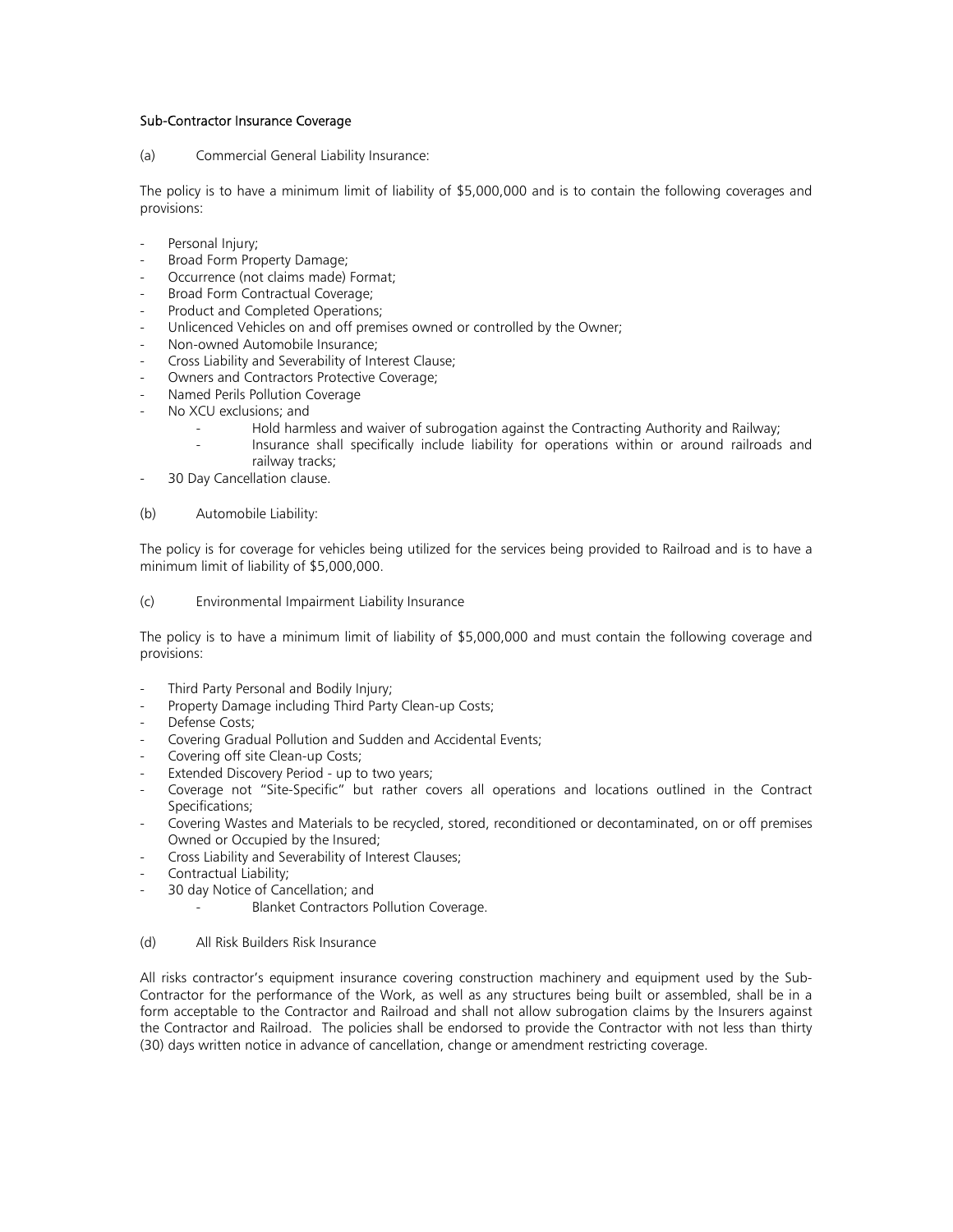**Sub-Contractor Insurance Coverage**

(a) Commercial General Liability Insurance:

The policy is to have a minimum limit of liability of $5,000,000 and is to contain the following coverages and provisions:

- Personal Injury;
- Broad Form Property Damage;
- Occurrence (not claims made) Format;
- Broad Form Contractual Coverage;
- Product and Completed Operations;
- Unlicenced Vehicles on and off premises owned or controlled by the Owner;
- Non-owned Automobile Insurance;
- Cross Liability and Severability of Interest Clause;
- Owners and Contractors Protective Coverage;
- Named Perils Pollution Coverage
- No XCU exclusions; and
    - Hold harmless and waiver of subrogation against the Contracting Authority and Railway;
    - Insurance shall specifically include liability for operations within or around railroads and railway tracks;
- 30 Day Cancellation clause.

(b) Automobile Liability:

The policy is for coverage for vehicles being utilized for the services being provided to Railroad and is to have a minimum limit of liability of $5,000,000.

(c) Environmental Impairment Liability Insurance

The policy is to have a minimum limit of liability of $5,000,000 and must contain the following coverage and provisions:

- Third Party Personal and Bodily Injury;
- Property Damage including Third Party Clean-up Costs;
- Defense Costs;
- Covering Gradual Pollution and Sudden and Accidental Events;
- Covering off site Clean-up Costs;
- Extended Discovery Period - up to two years;
- Coverage not "Site-Specific" but rather covers all operations and locations outlined in the Contract Specifications;
- Covering Wastes and Materials to be recycled, stored, reconditioned or decontaminated, on or off premises Owned or Occupied by the Insured;
- Cross Liability and Severability of Interest Clauses;
- Contractual Liability;
- 30 day Notice of Cancellation; and
    - Blanket Contractors Pollution Coverage.

(d) All Risk Builders Risk Insurance

All risks contractor's equipment insurance covering construction machinery and equipment used by the Sub-Contractor for the performance of the Work, as well as any structures being built or assembled, shall be in a form acceptable to the Contractor and Railroad and shall not allow subrogation claims by the Insurers against the Contractor and Railroad. The policies shall be endorsed to provide the Contractor with not less than thirty (30) days written notice in advance of cancellation, change or amendment restricting coverage.